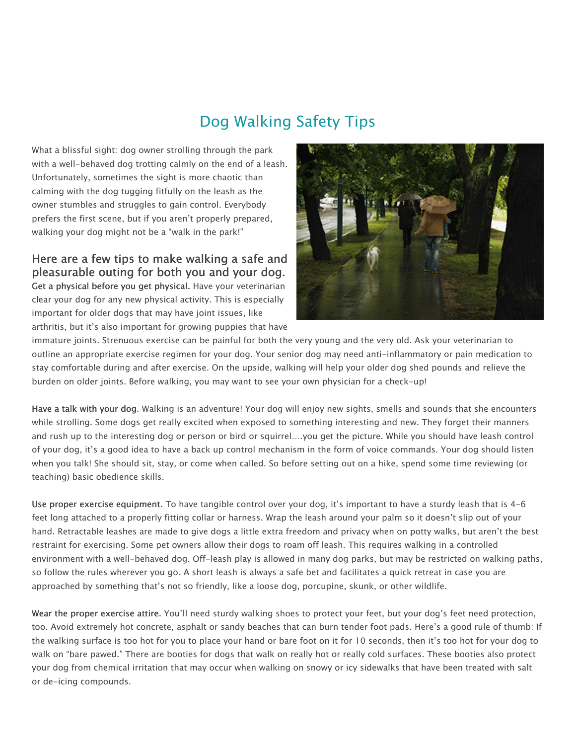# Dog Walking Safety Tips

What a blissful sight: dog owner strolling through the park with a well-behaved dog trotting calmly on the end of a leash. Unfortunately, sometimes the sight is more chaotic than calming with the dog tugging fitfully on the leash as the owner stumbles and struggles to gain control. Everybody prefers the first scene, but if you aren't properly prepared, walking your dog might not be a "walk in the park!"

## Here are a few tips to make walking a safe and pleasurable outing for both you and your dog.

**Get a physical before you get physical.** Have your veterinarian clear your dog for any new physical activity. This is especially important for older dogs that may have joint issues, like arthritis, but it's also important for growing puppies that have immature joints. Strenuous exercise can be painful for both the very young and the very old. Ask your veterinarian to outline an appropriate exercise regimen for your dog. Your senior dog may need anti-inflammatory or pain medication to stay comfortable during and after exercise. On the upside, walking will help your older dog shed pounds and relieve the burden on older joints. Before walking, you may want to see your own physician for a check-up!

**Have a talk with your dog**. Walking is an adventure! Your dog will enjoy new sights, smells and sounds that she encounters while strolling. Some dogs get really excited when exposed to something interesting and new. They forget their manners and rush up to the interesting dog or person or bird or squirrel….you get the picture. While you should have leash control of your dog, it's a good idea to have a back up control mechanism in the form of voice commands. Your dog should listen when you talk! She should sit, stay, or come when called. So before setting out on a hike, spend some time reviewing (or teaching) basic obedience skills.

**Use proper exercise equipment.** To have tangible control over your dog, it's important to have a sturdy leash that is 4-6 feet long attached to a properly fitting collar or harness. Wrap the leash around your palm so it doesn't slip out of your hand. Retractable leashes are made to give dogs a little extra freedom and privacy when on potty walks, but aren't the best restraint for exercising. Some pet owners allow their dogs to roam off leash. This requires walking in a controlled environment with a well-behaved dog. Off-leash play is allowed in many dog parks, but may be restricted on walking paths, so follow the rules wherever you go. A short leash is always a safe bet and facilitates a quick retreat in case you are approached by something that's not so friendly, like a loose dog, porcupine, skunk, or other wildlife.

**Wear the proper exercise attire.** You'll need sturdy walking shoes to protect your feet, but your dog's feet need protection, too. Avoid extremely hot concrete, asphalt or sandy beaches that can burn tender foot pads. Here's a good rule of thumb: If the walking surface is too hot for you to place your hand or bare foot on it for 10 seconds, then it's too hot for your dog to walk on "bare pawed." There are booties for dogs that walk on really hot or really cold surfaces. These booties also protect your dog from chemical irritation that may occur when walking on snowy or icy sidewalks that have been treated with salt or de-icing compounds.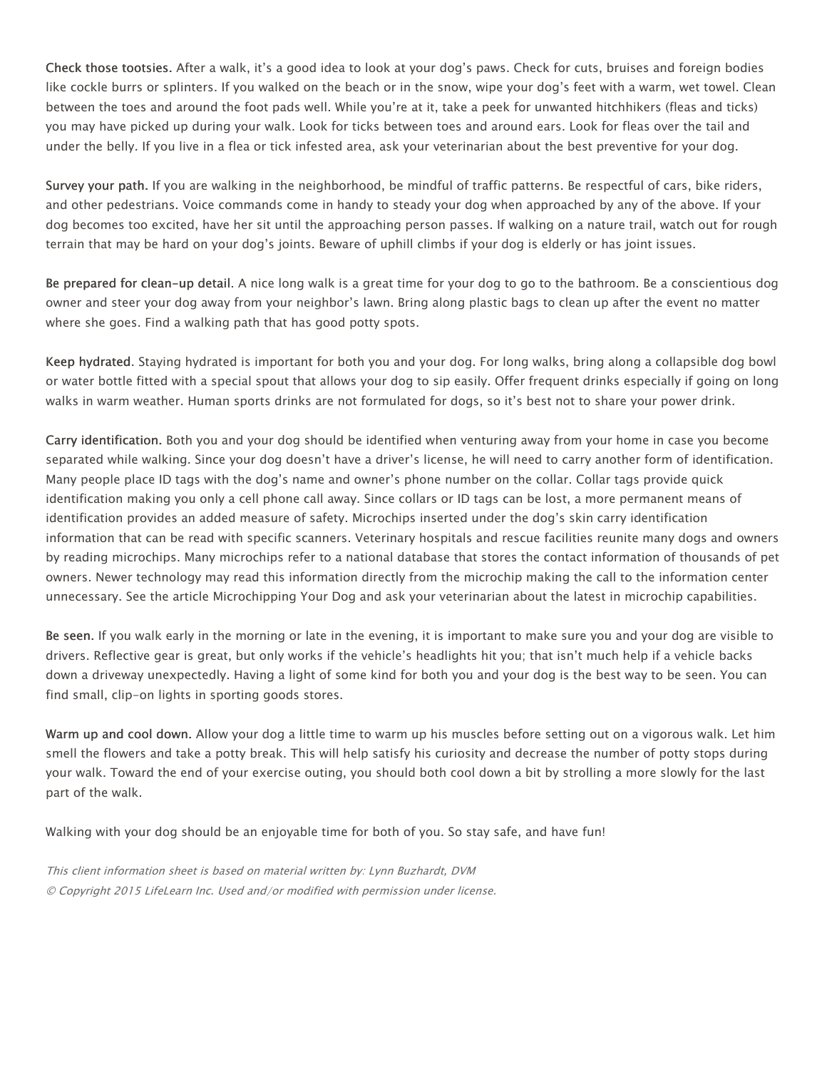**Check those tootsies.** After a walk, it's a good idea to look at your dog's paws. Check for cuts, bruises and foreign bodies like cockle burrs or splinters. If you walked on the beach or in the snow, wipe your dog's feet with a warm, wet towel. Clean between the toes and around the foot pads well. While you're at it, take a peek for unwanted hitchhikers (fleas and ticks) you may have picked up during your walk. Look for ticks between toes and around ears. Look for fleas over the tail and under the belly. If you live in a flea or tick infested area, ask your veterinarian about the best preventive for your dog.

**Survey your path.** If you are walking in the neighborhood, be mindful of traffic patterns. Be respectful of cars, bike riders, and other pedestrians. Voice commands come in handy to steady your dog when approached by any of the above. If your dog becomes too excited, have her sit until the approaching person passes. If walking on a nature trail, watch out for rough terrain that may be hard on your dog's joints. Beware of uphill climbs if your dog is elderly or has joint issues.

**Be prepared for clean-up detail**. A nice long walk is a great time for your dog to go to the bathroom. Be a conscientious dog owner and steer your dog away from your neighbor's lawn. Bring along plastic bags to clean up after the event no matter where she goes. Find a walking path that has good potty spots.

**Keep hydrated**. Staying hydrated is important for both you and your dog. For long walks, bring along a collapsible dog bowl or water bottle fitted with a special spout that allows your dog to sip easily. Offer frequent drinks especially if going on long walks in warm weather. Human sports drinks are not formulated for dogs, so it's best not to share your power drink.

**Carry identification.** Both you and your dog should be identified when venturing away from your home in case you become separated while walking. Since your dog doesn't have a driver's license, he will need to carry another form of identification. Many people place ID tags with the dog's name and owner's phone number on the collar. Collar tags provide quick identification making you only a cell phone call away. Since collars or ID tags can be lost, a more permanent means of identification provides an added measure of safety. Microchips inserted under the dog's skin carry identification information that can be read with specific scanners. Veterinary hospitals and rescue facilities reunite many dogs and owners by reading microchips. Many microchips refer to a national database that stores the contact information of thousands of pet owners. Newer technology may read this information directly from the microchip making the call to the information center unnecessary. See the article Microchipping Your Dog and ask your veterinarian about the latest in microchip capabilities.

**Be seen.** If you walk early in the morning or late in the evening, it is important to make sure you and your dog are visible to drivers. Reflective gear is great, but only works if the vehicle's headlights hit you; that isn't much help if a vehicle backs down a driveway unexpectedly. Having a light of some kind for both you and your dog is the best way to be seen. You can find small, clip-on lights in sporting goods stores.

**Warm up and cool down.** Allow your dog a little time to warm up his muscles before setting out on a vigorous walk. Let him smell the flowers and take a potty break. This will help satisfy his curiosity and decrease the number of potty stops during your walk. Toward the end of your exercise outing, you should both cool down a bit by strolling a more slowly for the last part of the walk.

Walking with your dog should be an enjoyable time for both of you. So stay safe, and have fun!

*This client information sheet is based on material written by: Lynn Buzhardt, DVM*

*© Copyright 2015 LifeLearn Inc. Used and/or modified with permission under license.*